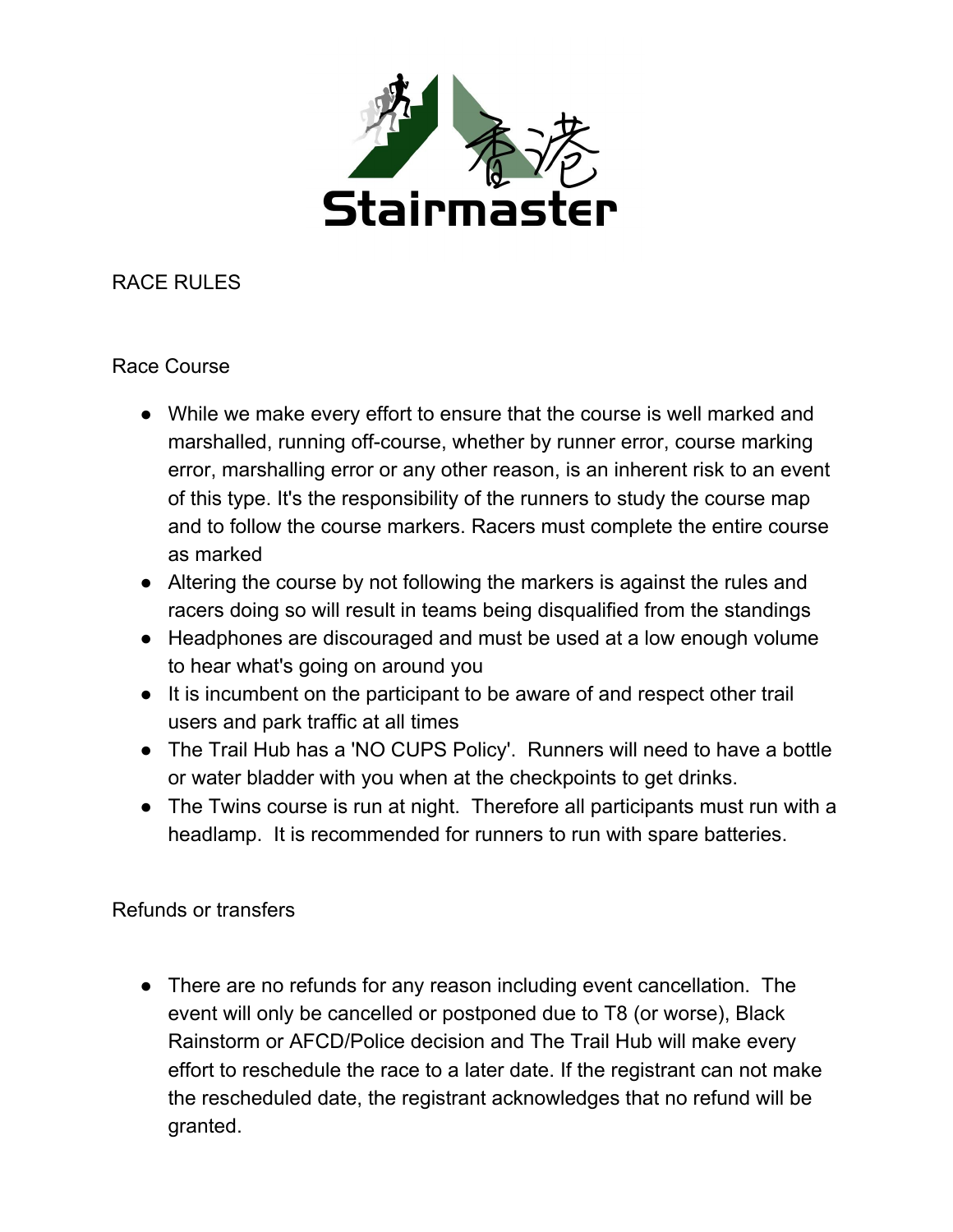香港 Stairmaster

RACE RULES

Race Course

- While we make every effort to ensure that the course is well marked and marshalled, running off-course, whether by runner error, course marking error, marshalling error or any other reason, is an inherent risk to an event of this type. It's the responsibility of the runners to study the course map and to follow the course markers. Racers must complete the entire course as marked
- Altering the course by not following the markers is against the rules and racers doing so will result in teams being disqualified from the standings
- Headphones are discouraged and must be used at a low enough volume to hear what's going on around you
- It is incumbent on the participant to be aware of and respect other trail users and park traffic at all times
- The Trail Hub has a 'NO CUPS Policy'.  Runners will need to have a bottle or water bladder with you when at the checkpoints to get drinks.
- The Twins course is run at night.  Therefore all participants must run with a headlamp.  It is recommended for runners to run with spare batteries.

Refunds or transfers

- There are no refunds for any reason including event cancellation.  The event will only be cancelled or postponed due to T8 (or worse), Black Rainstorm or AFCD/Police decision and The Trail Hub will make every effort to reschedule the race to a later date. If the registrant can not make the rescheduled date, the registrant acknowledges that no refund will be granted.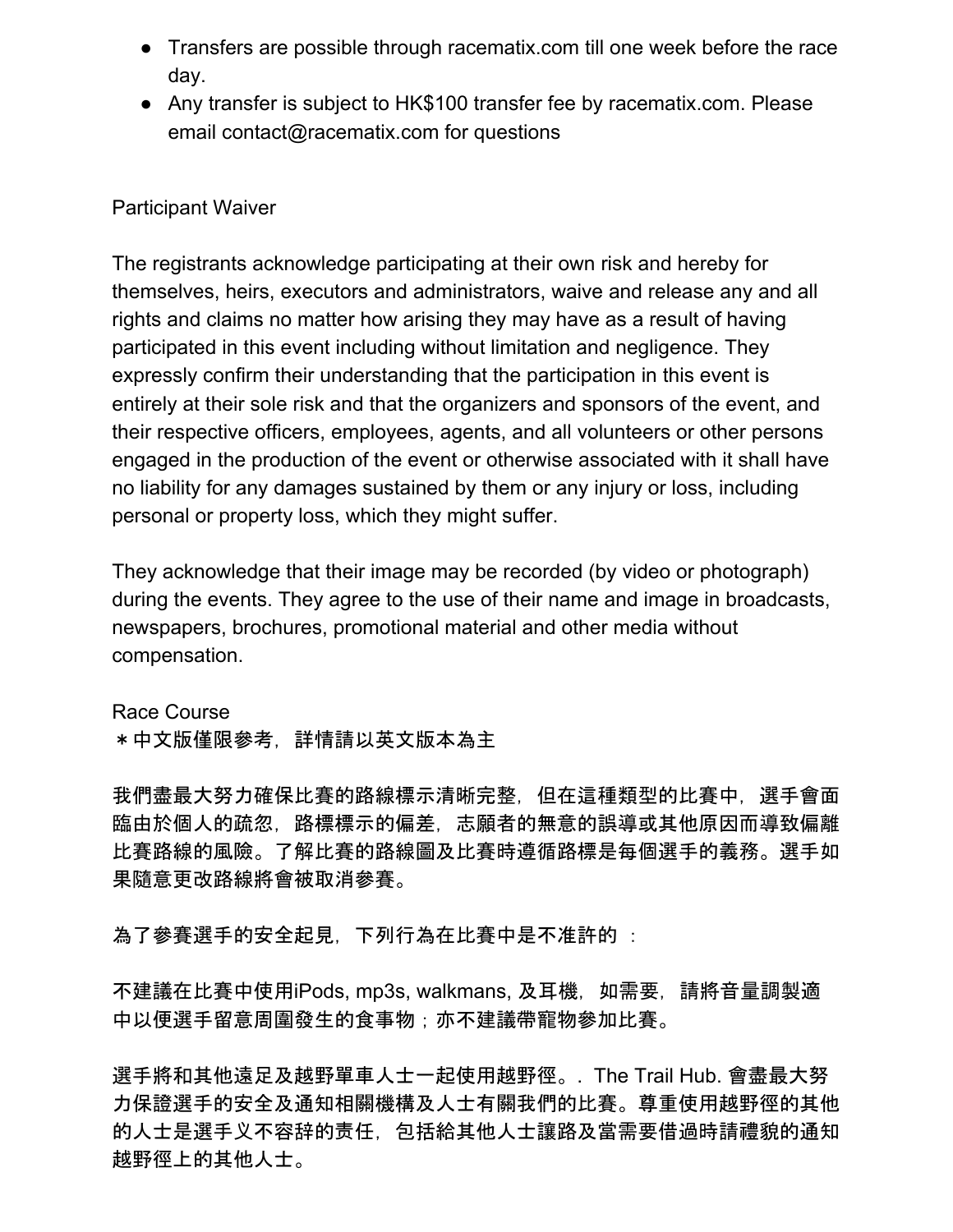- Transfers are possible through racematix.com till one week before the race day.
- Any transfer is subject to HK$100 transfer fee by racematix.com. Please email contact@racematix.com for questions

Participant Waiver

The registrants acknowledge participating at their own risk and hereby for themselves, heirs, executors and administrators, waive and release any and all rights and claims no matter how arising they may have as a result of having participated in this event including without limitation and negligence. They expressly confirm their understanding that the participation in this event is entirely at their sole risk and that the organizers and sponsors of the event, and their respective officers, employees, agents, and all volunteers or other persons engaged in the production of the event or otherwise associated with it shall have no liability for any damages sustained by them or any injury or loss, including personal or property loss, which they might suffer.

They acknowledge that their image may be recorded (by video or photograph) during the events. They agree to the use of their name and image in broadcasts, newspapers, brochures, promotional material and other media without compensation.

Race Course

＊中文版僅限參考，詳情請以英文版本為主

我們盡最大努力確保比賽的路線標示清晰完整，但在這種類型的比賽中，選手會面臨由於個人的疏忽，路標標示的偏差，志願者的無意的誤導或其他原因而導致偏離比賽路線的風險。了解比賽的路線圖及比賽時遵循路標是每個選手的義務。選手如果隨意更改路線將會被取消參賽。

為了參賽選手的安全起見，下列行為在比賽中是不准許的 ：

不建議在比賽中使用iPods, mp3s, walkmans, 及耳機，如需要，請將音量調製適中以便選手留意周圍發生的食事物；亦不建議帶寵物參加比賽。

選手將和其他遠足及越野單車人士一起使用越野徑。. The Trail Hub. 會盡最大努力保證選手的安全及通知相關機構及人士有關我們的比賽。尊重使用越野徑的其他的人士是選手义不容辞的责任，包括給其他人士讓路及當需要借過時請禮貌的通知越野徑上的其他人士。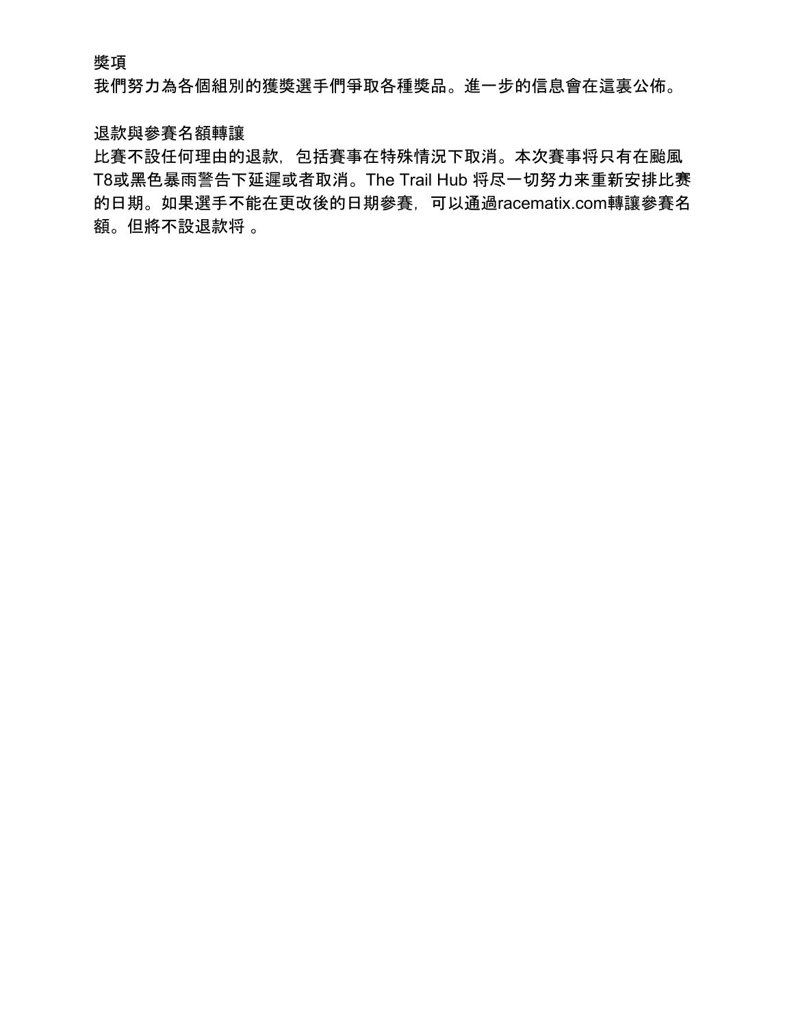獎項

我們努力為各個組別的獲獎選手們爭取各種獎品。進一步的信息會在這裏公佈。

退款與參賽名額轉讓

比賽不設任何理由的退款，包括賽事在特殊情況下取消。本次賽事将只有在颱風T8或黑色暴雨警告下延遲或者取消。The Trail Hub 将尽一切努力来重新安排比赛的日期。如果選手不能在更改後的日期參賽，可以通過racematix.com轉讓參賽名額。但將不設退款将 。